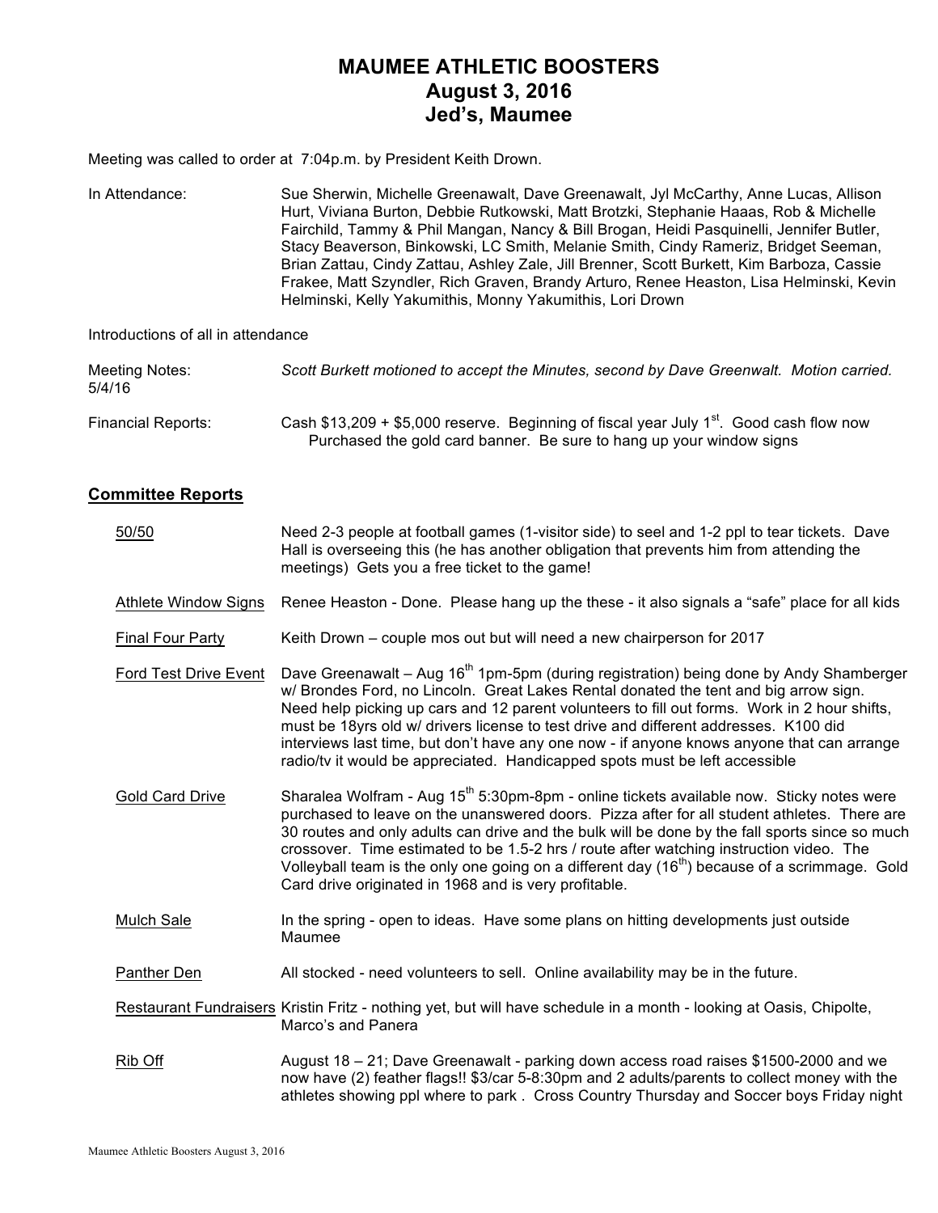# MAUMEE ATHLETIC BOOSTERS
# August 3, 2016
# Jed's, Maumee

Meeting was called to order at 7:04p.m. by President Keith Drown.

In Attendance: Sue Sherwin, Michelle Greenawalt, Dave Greenawalt, Jyl McCarthy, Anne Lucas, Allison Hurt, Viviana Burton, Debbie Rutkowski, Matt Brotzki, Stephanie Haaas, Rob & Michelle Fairchild, Tammy & Phil Mangan, Nancy & Bill Brogan, Heidi Pasquinelli, Jennifer Butler, Stacy Beaverson, Binkowski, LC Smith, Melanie Smith, Cindy Rameriz, Bridget Seeman, Brian Zattau, Cindy Zattau, Ashley Zale, Jill Brenner, Scott Burkett, Kim Barboza, Cassie Frakee, Matt Szyndler, Rich Graven, Brandy Arturo, Renee Heaston, Lisa Helminski, Kevin Helminski, Kelly Yakumithis, Monny Yakumithis, Lori Drown

Introductions of all in attendance

Meeting Notes: 5/4/16 — *Scott Burkett motioned to accept the Minutes, second by Dave Greenwalt. Motion carried.*

Financial Reports: Cash $13,209 + $5,000 reserve. Beginning of fiscal year July 1st. Good cash flow now Purchased the gold card banner. Be sure to hang up your window signs

## Committee Reports

50/50 — Need 2-3 people at football games (1-visitor side) to seel and 1-2 ppl to tear tickets. Dave Hall is overseeing this (he has another obligation that prevents him from attending the meetings) Gets you a free ticket to the game!

Athlete Window Signs — Renee Heaston - Done. Please hang up the these - it also signals a "safe" place for all kids

Final Four Party — Keith Drown – couple mos out but will need a new chairperson for 2017

Ford Test Drive Event — Dave Greenawalt – Aug 16th 1pm-5pm (during registration) being done by Andy Shamberger w/ Brondes Ford, no Lincoln. Great Lakes Rental donated the tent and big arrow sign. Need help picking up cars and 12 parent volunteers to fill out forms. Work in 2 hour shifts, must be 18yrs old w/ drivers license to test drive and different addresses. K100 did interviews last time, but don't have any one now - if anyone knows anyone that can arrange radio/tv it would be appreciated. Handicapped spots must be left accessible

Gold Card Drive — Sharalea Wolfram - Aug 15th 5:30pm-8pm - online tickets available now. Sticky notes were purchased to leave on the unanswered doors. Pizza after for all student athletes. There are 30 routes and only adults can drive and the bulk will be done by the fall sports since so much crossover. Time estimated to be 1.5-2 hrs / route after watching instruction video. The Volleyball team is the only one going on a different day (16th) because of a scrimmage. Gold Card drive originated in 1968 and is very profitable.

Mulch Sale — In the spring - open to ideas. Have some plans on hitting developments just outside Maumee

Panther Den — All stocked - need volunteers to sell. Online availability may be in the future.

Restaurant Fundraisers — Kristin Fritz - nothing yet, but will have schedule in a month - looking at Oasis, Chipolte, Marco's and Panera

Rib Off — August 18 – 21; Dave Greenawalt - parking down access road raises $1500-2000 and we now have (2) feather flags!! $3/car 5-8:30pm and 2 adults/parents to collect money with the athletes showing ppl where to park . Cross Country Thursday and Soccer boys Friday night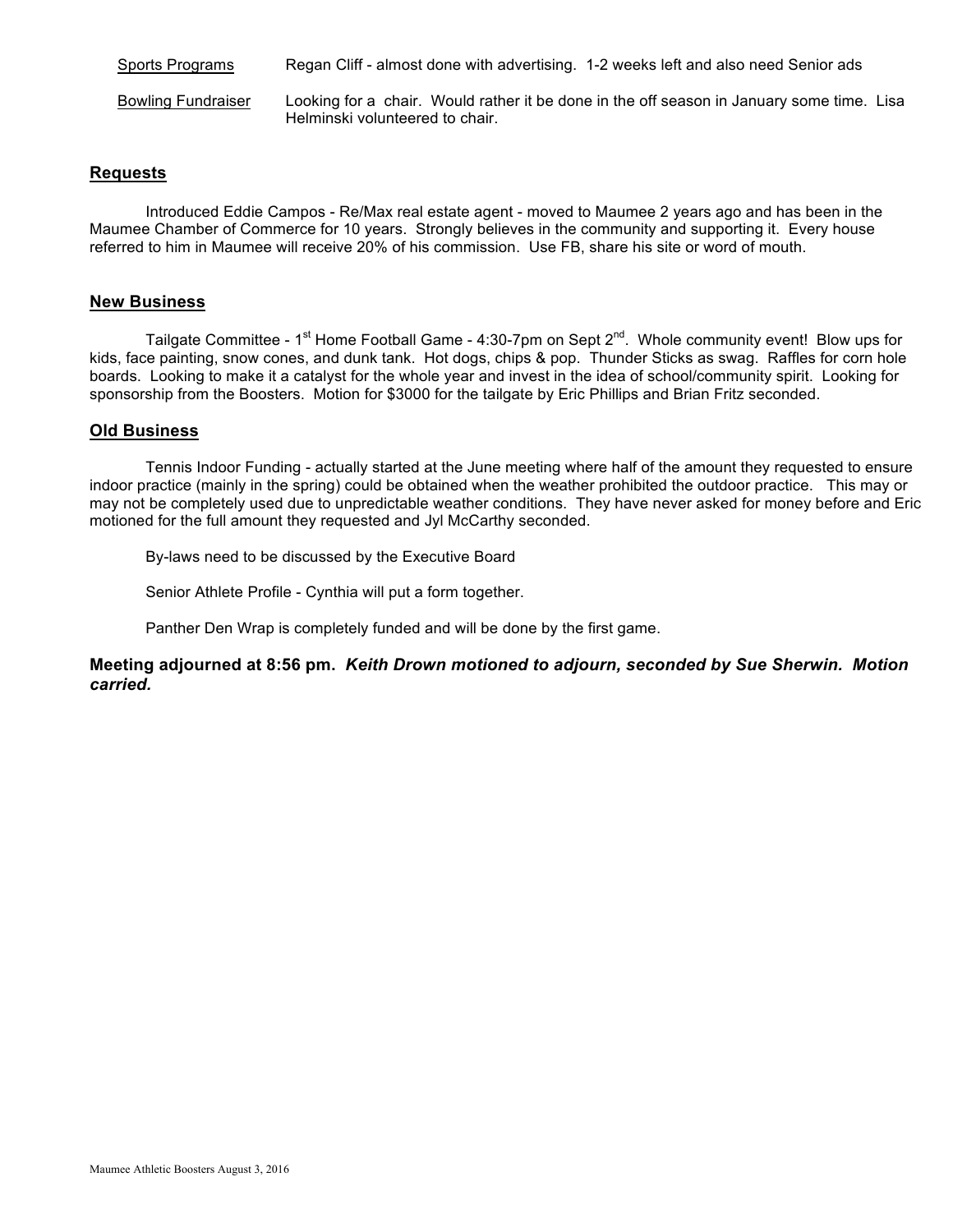<u>Sports Programs</u> Regan Cliff - almost done with advertising. 1-2 weeks left and also need Senior ads

<u>Bowling Fundraiser</u> Looking for a chair. Would rather it be done in the off season in January some time. Lisa Helminski volunteered to chair.

## Requests

Introduced Eddie Campos - Re/Max real estate agent - moved to Maumee 2 years ago and has been in the Maumee Chamber of Commerce for 10 years. Strongly believes in the community and supporting it. Every house referred to him in Maumee will receive 20% of his commission. Use FB, share his site or word of mouth.

## New Business

Tailgate Committee - 1st Home Football Game - 4:30-7pm on Sept 2nd. Whole community event! Blow ups for kids, face painting, snow cones, and dunk tank. Hot dogs, chips & pop. Thunder Sticks as swag. Raffles for corn hole boards. Looking to make it a catalyst for the whole year and invest in the idea of school/community spirit. Looking for sponsorship from the Boosters. Motion for $3000 for the tailgate by Eric Phillips and Brian Fritz seconded.

## Old Business

Tennis Indoor Funding - actually started at the June meeting where half of the amount they requested to ensure indoor practice (mainly in the spring) could be obtained when the weather prohibited the outdoor practice. This may or may not be completely used due to unpredictable weather conditions. They have never asked for money before and Eric motioned for the full amount they requested and Jyl McCarthy seconded.

By-laws need to be discussed by the Executive Board

Senior Athlete Profile - Cynthia will put a form together.

Panther Den Wrap is completely funded and will be done by the first game.

**Meeting adjourned at 8:56 pm.** ***Keith Drown motioned to adjourn, seconded by Sue Sherwin. Motion carried.***